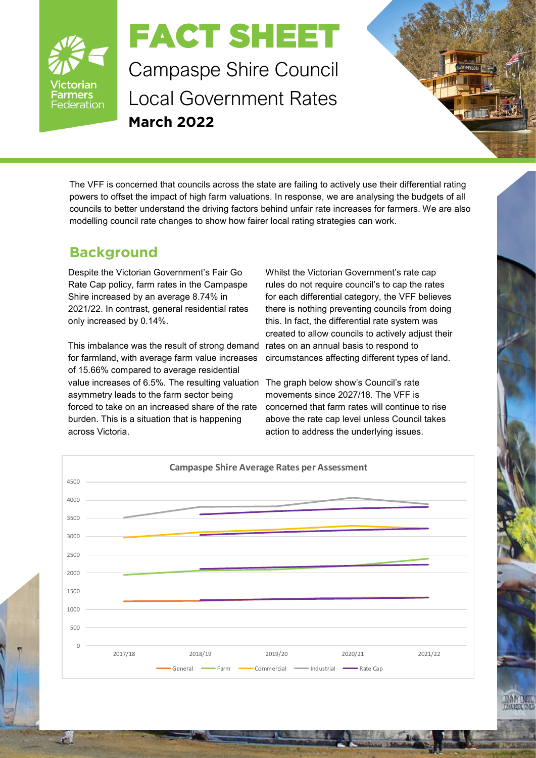# FACT SHEET

## Campaspe Shire Council Local Government Rates

**March 2022**

The VFF is concerned that councils across the state are failing to actively use their differential rating powers to offset the impact of high farm valuations. In response, we are analysing the budgets of all councils to better understand the driving factors behind unfair rate increases for farmers. We are also modelling council rate changes to show how fairer local rating strategies can work.

## Background

Despite the Victorian Government's Fair Go Rate Cap policy, farm rates in the Campaspe Shire increased by an average 8.74% in 2021/22. In contrast, general residential rates only increased by 0.14%.

This imbalance was the result of strong demand for farmland, with average farm value increases of 15.66% compared to average residential value increases of 6.5%. The resulting valuation asymmetry leads to the farm sector being forced to take on an increased share of the rate burden. This is a situation that is happening across Victoria.

Whilst the Victorian Government's rate cap rules do not require council's to cap the rates for each differential category, the VFF believes there is nothing preventing councils from doing this. In fact, the differential rate system was created to allow councils to actively adjust their rates on an annual basis to respond to circumstances affecting different types of land.

The graph below show's Council's rate movements since 2027/18. The VFF is concerned that farm rates will continue to rise above the rate cap level unless Council takes action to address the underlying issues.

**Campaspe Shire Average Rates per Assessment**

Legend: General, Farm, Commercial, Industrial, Rate Cap

Years: 2017/18, 2018/19, 2019/20, 2020/21, 2021/22

Y-axis: 0 – 4500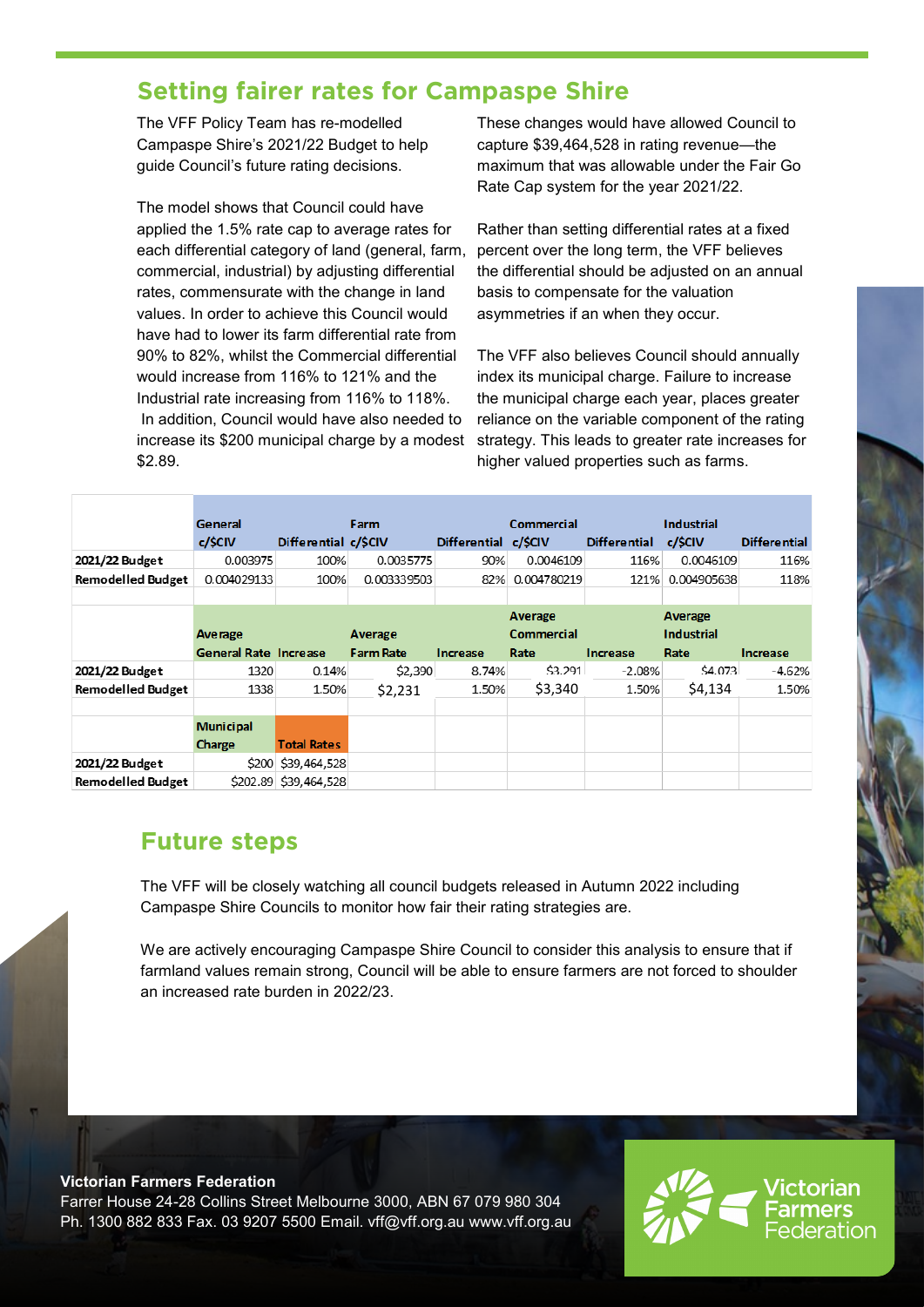## Setting fairer rates for Campaspe Shire

The VFF Policy Team has re-modelled Campaspe Shire's 2021/22 Budget to help guide Council's future rating decisions.

The model shows that Council could have applied the 1.5% rate cap to average rates for each differential category of land (general, farm, commercial, industrial) by adjusting differential rates, commensurate with the change in land values. In order to achieve this Council would have had to lower its farm differential rate from 90% to 82%, whilst the Commercial differential would increase from 116% to 121% and the Industrial rate increasing from 116% to 118%. In addition, Council would have also needed to increase its $200 municipal charge by a modest $2.89.

These changes would have allowed Council to capture $39,464,528 in rating revenue—the maximum that was allowable under the Fair Go Rate Cap system for the year 2021/22.

Rather than setting differential rates at a fixed percent over the long term, the VFF believes the differential should be adjusted on an annual basis to compensate for the valuation asymmetries if an when they occur.

The VFF also believes Council should annually index its municipal charge. Failure to increase the municipal charge each year, places greater reliance on the variable component of the rating strategy. This leads to greater rate increases for higher valued properties such as farms.

| | General c/$CIV | Differential | Farm c/$CIV | Differential | Commercial c/$CIV | Differential | Industrial c/$CIV | Differential |
|---|---|---|---|---|---|---|---|---|
| 2021/22 Budget | 0.003975 | 100% | 0.0035775 | 90% | 0.0046109 | 116% | 0.0046109 | 116% |
| Remodelled Budget | 0.004029133 | 100% | 0.003339503 | 82% | 0.004780219 | 121% | 0.004905638 | 118% |
| | | | | | | | | |
| | Average General Rate | Increase | Average Farm Rate | Increase | Average Commercial Rate | Increase | Average Industrial Rate | Increase |
| 2021/22 Budget | 1320 | 0.14% | $2,390 | 8.74% | $3,291 | -2.08% | $4,073 | -4.62% |
| Remodelled Budget | 1338 | 1.50% | $2,231 | 1.50% | $3,340 | 1.50% | $4,134 | 1.50% |
| | | | | | | | | |
| | Municipal Charge | Total Rates | | | | | | |
| 2021/22 Budget | $200 | $39,464,528 | | | | | | |
| Remodelled Budget | $202.89 | $39,464,528 | | | | | | |

## Future steps

The VFF will be closely watching all council budgets released in Autumn 2022 including Campaspe Shire Councils to monitor how fair their rating strategies are.

We are actively encouraging Campaspe Shire Council to consider this analysis to ensure that if farmland values remain strong, Council will be able to ensure farmers are not forced to shoulder an increased rate burden in 2022/23.

**Victorian Farmers Federation**
Farrer House 24-28 Collins Street Melbourne 3000, ABN 67 079 980 304
Ph. 1300 882 833 Fax. 03 9207 5500 Email. vff@vff.org.au www.vff.org.au